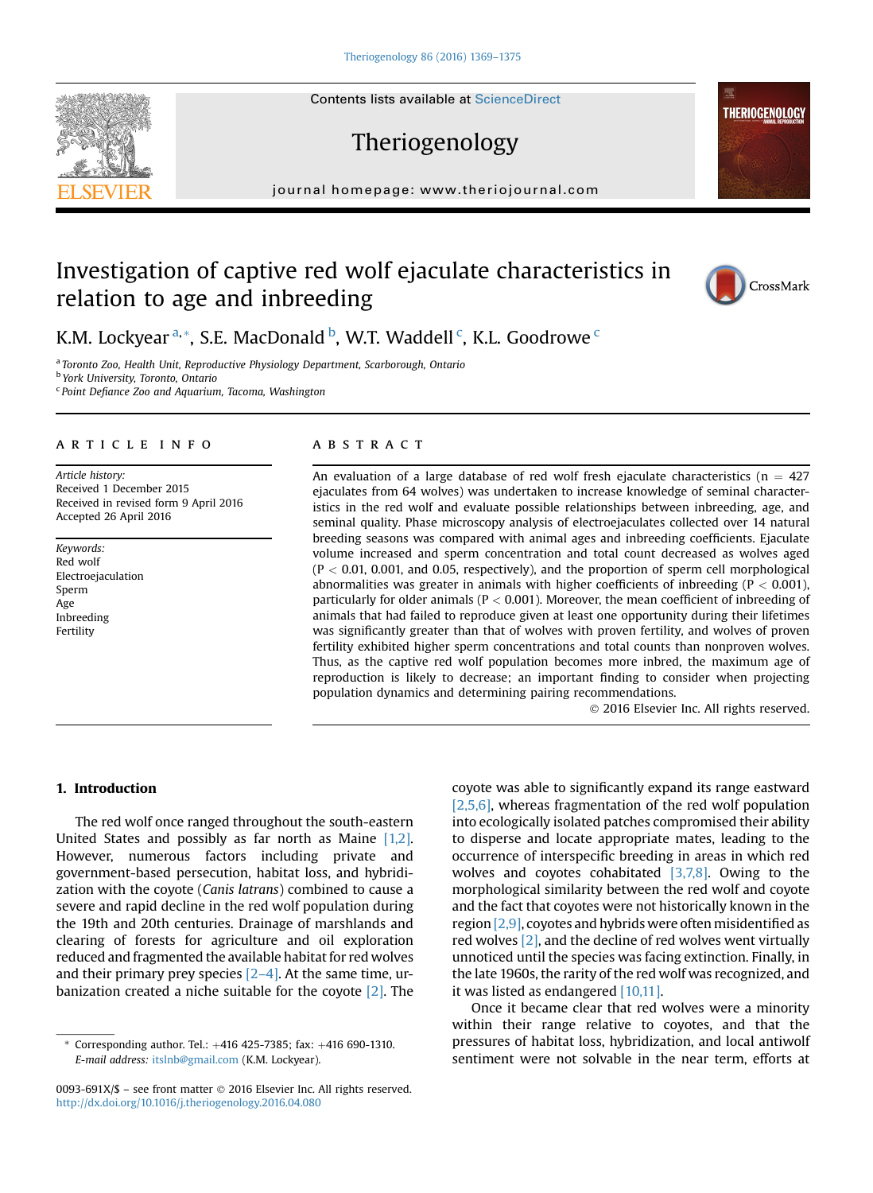# Investigation of captive red wolf ejaculate characteristics in relation to age and inbreeding

K.M. Lockyear [a,*], S.E. MacDonald [b], W.T. Waddell [c], K.L. Goodrowe [c]

[a] Toronto Zoo, Health Unit, Reproductive Physiology Department, Scarborough, Ontario
[b] York University, Toronto, Ontario
[c] Point Defiance Zoo and Aquarium, Tacoma, Washington

## ARTICLE INFO

*Article history:*
Received 1 December 2015
Received in revised form 9 April 2016
Accepted 26 April 2016

*Keywords:*
Red wolf
Electroejaculation
Sperm
Age
Inbreeding
Fertility

## ABSTRACT

An evaluation of a large database of red wolf fresh ejaculate characteristics ($n = 427$ ejaculates from 64 wolves) was undertaken to increase knowledge of seminal characteristics in the red wolf and evaluate possible relationships between inbreeding, age, and seminal quality. Phase microscopy analysis of electroejaculates collected over 14 natural breeding seasons was compared with animal ages and inbreeding coefficients. Ejaculate volume increased and sperm concentration and total count decreased as wolves aged ($P < 0.01$, 0.001, and 0.05, respectively), and the proportion of sperm cell morphological abnormalities was greater in animals with higher coefficients of inbreeding ($P < 0.001$), particularly for older animals ($P < 0.001$). Moreover, the mean coefficient of inbreeding of animals that had failed to reproduce given at least one opportunity during their lifetimes was significantly greater than that of wolves with proven fertility, and wolves of proven fertility exhibited higher sperm concentrations and total counts than nonproven wolves. Thus, as the captive red wolf population becomes more inbred, the maximum age of reproduction is likely to decrease; an important finding to consider when projecting population dynamics and determining pairing recommendations.

© 2016 Elsevier Inc. All rights reserved.

## 1. Introduction

The red wolf once ranged throughout the south-eastern United States and possibly as far north as Maine [1,2]. However, numerous factors including private and government-based persecution, habitat loss, and hybridization with the coyote (*Canis latrans*) combined to cause a severe and rapid decline in the red wolf population during the 19th and 20th centuries. Drainage of marshlands and clearing of forests for agriculture and oil exploration reduced and fragmented the available habitat for red wolves and their primary prey species [2–4]. At the same time, urbanization created a niche suitable for the coyote [2]. The coyote was able to significantly expand its range eastward [2,5,6], whereas fragmentation of the red wolf population into ecologically isolated patches compromised their ability to disperse and locate appropriate mates, leading to the occurrence of interspecific breeding in areas in which red wolves and coyotes cohabitated [3,7,8]. Owing to the morphological similarity between the red wolf and coyote and the fact that coyotes were not historically known in the region [2,9], coyotes and hybrids were often misidentified as red wolves [2], and the decline of red wolves went virtually unnoticed until the species was facing extinction. Finally, in the late 1960s, the rarity of the red wolf was recognized, and it was listed as endangered [10,11].

Once it became clear that red wolves were a minority within their range relative to coyotes, and that the pressures of habitat loss, hybridization, and local antiwolf sentiment were not solvable in the near term, efforts at

* Corresponding author. Tel.: +416 425-7385; fax: +416 690-1310. *E-mail address:* itslnb@gmail.com (K.M. Lockyear).

0093-691X/$ – see front matter © 2016 Elsevier Inc. All rights reserved.
http://dx.doi.org/10.1016/j.theriogenology.2016.04.080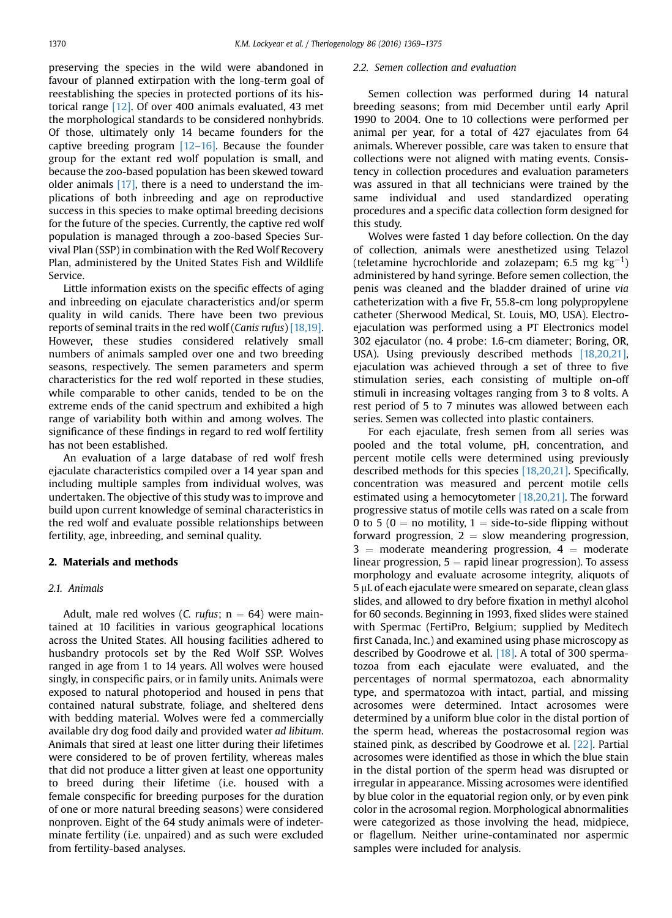preserving the species in the wild were abandoned in favour of planned extirpation with the long-term goal of reestablishing the species in protected portions of its historical range [12]. Of over 400 animals evaluated, 43 met the morphological standards to be considered nonhybrids. Of those, ultimately only 14 became founders for the captive breeding program [12–16]. Because the founder group for the extant red wolf population is small, and because the zoo-based population has been skewed toward older animals [17], there is a need to understand the implications of both inbreeding and age on reproductive success in this species to make optimal breeding decisions for the future of the species. Currently, the captive red wolf population is managed through a zoo-based Species Survival Plan (SSP) in combination with the Red Wolf Recovery Plan, administered by the United States Fish and Wildlife Service.

Little information exists on the specific effects of aging and inbreeding on ejaculate characteristics and/or sperm quality in wild canids. There have been two previous reports of seminal traits in the red wolf (*Canis rufus*) [18,19]. However, these studies considered relatively small numbers of animals sampled over one and two breeding seasons, respectively. The semen parameters and sperm characteristics for the red wolf reported in these studies, while comparable to other canids, tended to be on the extreme ends of the canid spectrum and exhibited a high range of variability both within and among wolves. The significance of these findings in regard to red wolf fertility has not been established.

An evaluation of a large database of red wolf fresh ejaculate characteristics compiled over a 14 year span and including multiple samples from individual wolves, was undertaken. The objective of this study was to improve and build upon current knowledge of seminal characteristics in the red wolf and evaluate possible relationships between fertility, age, inbreeding, and seminal quality.

## 2. Materials and methods

### 2.1. Animals

Adult, male red wolves (*C. rufus*; n = 64) were maintained at 10 facilities in various geographical locations across the United States. All housing facilities adhered to husbandry protocols set by the Red Wolf SSP. Wolves ranged in age from 1 to 14 years. All wolves were housed singly, in conspecific pairs, or in family units. Animals were exposed to natural photoperiod and housed in pens that contained natural substrate, foliage, and sheltered dens with bedding material. Wolves were fed a commercially available dry dog food daily and provided water *ad libitum*. Animals that sired at least one litter during their lifetimes were considered to be of proven fertility, whereas males that did not produce a litter given at least one opportunity to breed during their lifetime (i.e. housed with a female conspecific for breeding purposes for the duration of one or more natural breeding seasons) were considered nonproven. Eight of the 64 study animals were of indeterminate fertility (i.e. unpaired) and as such were excluded from fertility-based analyses.

### 2.2. Semen collection and evaluation

Semen collection was performed during 14 natural breeding seasons; from mid December until early April 1990 to 2004. One to 10 collections were performed per animal per year, for a total of 427 ejaculates from 64 animals. Wherever possible, care was taken to ensure that collections were not aligned with mating events. Consistency in collection procedures and evaluation parameters was assured in that all technicians were trained by the same individual and used standardized operating procedures and a specific data collection form designed for this study.

Wolves were fasted 1 day before collection. On the day of collection, animals were anesthetized using Telazol (teletamine hycrochloride and zolazepam; 6.5 mg $kg^{-1}$) administered by hand syringe. Before semen collection, the penis was cleaned and the bladder drained of urine *via* catheterization with a five Fr, 55.8-cm long polypropylene catheter (Sherwood Medical, St. Louis, MO, USA). Electroejaculation was performed using a PT Electronics model 302 ejaculator (no. 4 probe: 1.6-cm diameter; Boring, OR, USA). Using previously described methods [18,20,21], ejaculation was achieved through a set of three to five stimulation series, each consisting of multiple on-off stimuli in increasing voltages ranging from 3 to 8 volts. A rest period of 5 to 7 minutes was allowed between each series. Semen was collected into plastic containers.

For each ejaculate, fresh semen from all series was pooled and the total volume, pH, concentration, and percent motile cells were determined using previously described methods for this species [18,20,21]. Specifically, concentration was measured and percent motile cells estimated using a hemocytometer [18,20,21]. The forward progressive status of motile cells was rated on a scale from 0 to 5 (0 = no motility, 1 = side-to-side flipping without forward progression, 2 = slow meandering progression, 3 = moderate meandering progression, 4 = moderate linear progression, 5 = rapid linear progression). To assess morphology and evaluate acrosome integrity, aliquots of 5 μL of each ejaculate were smeared on separate, clean glass slides, and allowed to dry before fixation in methyl alcohol for 60 seconds. Beginning in 1993, fixed slides were stained with Spermac (FertiPro, Belgium; supplied by Meditech first Canada, Inc.) and examined using phase microscopy as described by Goodrowe et al. [18]. A total of 300 spermatozoa from each ejaculate were evaluated, and the percentages of normal spermatozoa, each abnormality type, and spermatozoa with intact, partial, and missing acrosomes were determined. Intact acrosomes were determined by a uniform blue color in the distal portion of the sperm head, whereas the postacrosomal region was stained pink, as described by Goodrowe et al. [22]. Partial acrosomes were identified as those in which the blue stain in the distal portion of the sperm head was disrupted or irregular in appearance. Missing acrosomes were identified by blue color in the equatorial region only, or by even pink color in the acrosomal region. Morphological abnormalities were categorized as those involving the head, midpiece, or flagellum. Neither urine-contaminated nor aspermic samples were included for analysis.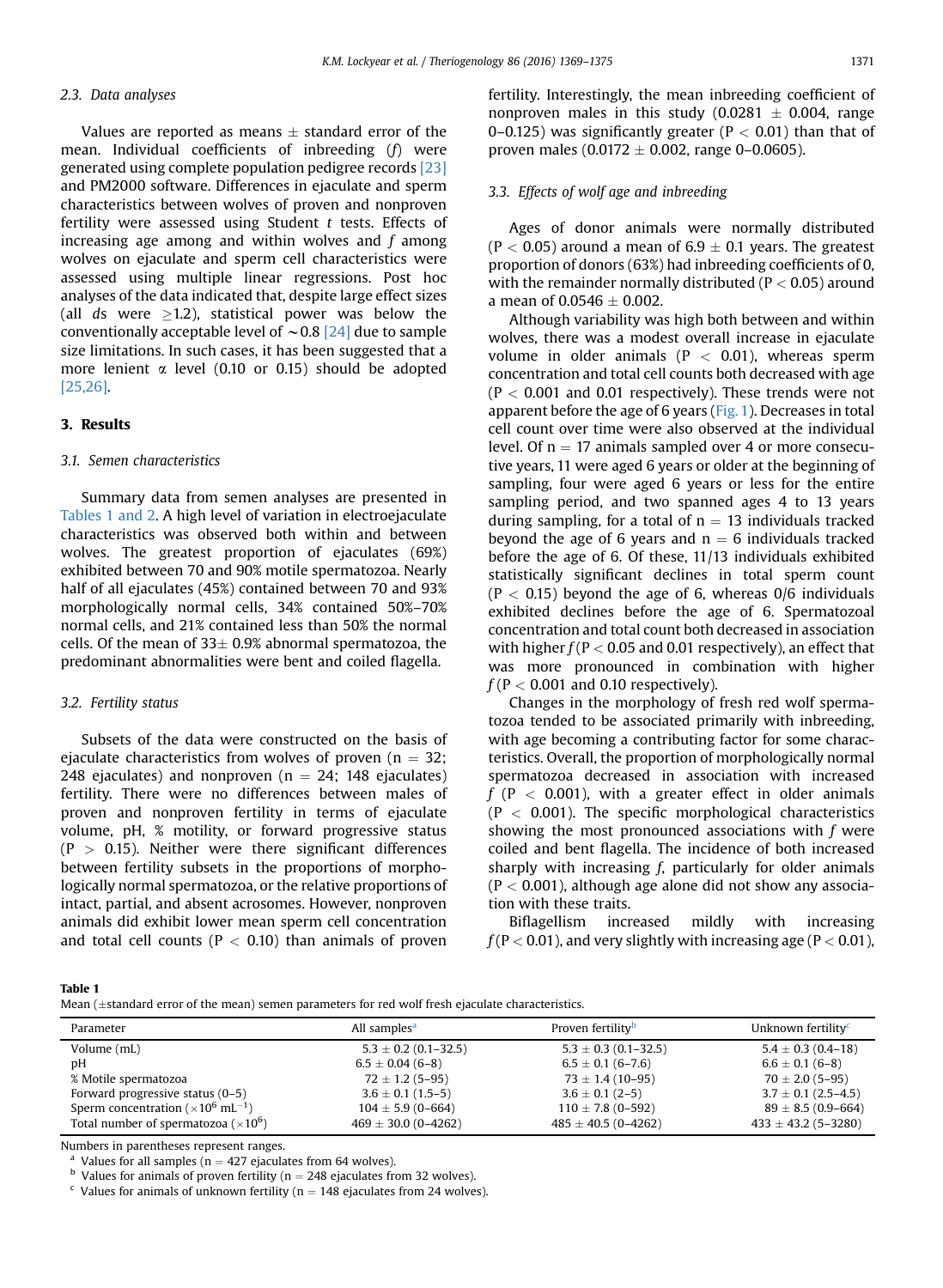### 2.3. Data analyses

Values are reported as means ± standard error of the mean. Individual coefficients of inbreeding ($f$) were generated using complete population pedigree records [23] and PM2000 software. Differences in ejaculate and sperm characteristics between wolves of proven and nonproven fertility were assessed using Student $t$ tests. Effects of increasing age among and within wolves and $f$ among wolves on ejaculate and sperm cell characteristics were assessed using multiple linear regressions. Post hoc analyses of the data indicated that, despite large effect sizes (all $d$s were $\geq$1.2), statistical power was below the conventionally acceptable level of ~0.8 [24] due to sample size limitations. In such cases, it has been suggested that a more lenient $\alpha$ level (0.10 or 0.15) should be adopted [25,26].

## 3. Results

### 3.1. Semen characteristics

Summary data from semen analyses are presented in Tables 1 and 2. A high level of variation in electroejaculate characteristics was observed both within and between wolves. The greatest proportion of ejaculates (69%) exhibited between 70 and 90% motile spermatozoa. Nearly half of all ejaculates (45%) contained between 70 and 93% morphologically normal cells, 34% contained 50%–70% normal cells, and 21% contained less than 50% the normal cells. Of the mean of 33± 0.9% abnormal spermatozoa, the predominant abnormalities were bent and coiled flagella.

### 3.2. Fertility status

Subsets of the data were constructed on the basis of ejaculate characteristics from wolves of proven (n = 32; 248 ejaculates) and nonproven (n = 24; 148 ejaculates) fertility. There were no differences between males of proven and nonproven fertility in terms of ejaculate volume, pH, % motility, or forward progressive status ($P > 0.15$). Neither were there significant differences between fertility subsets in the proportions of morphologically normal spermatozoa, or the relative proportions of intact, partial, and absent acrosomes. However, nonproven animals did exhibit lower mean sperm cell concentration and total cell counts ($P < 0.10$) than animals of proven fertility. Interestingly, the mean inbreeding coefficient of nonproven males in this study (0.0281 ± 0.004, range 0–0.125) was significantly greater ($P < 0.01$) than that of proven males (0.0172 ± 0.002, range 0–0.0605).

### 3.3. Effects of wolf age and inbreeding

Ages of donor animals were normally distributed ($P < 0.05$) around a mean of 6.9 ± 0.1 years. The greatest proportion of donors (63%) had inbreeding coefficients of 0, with the remainder normally distributed ($P < 0.05$) around a mean of 0.0546 ± 0.002.

Although variability was high both between and within wolves, there was a modest overall increase in ejaculate volume in older animals ($P < 0.01$), whereas sperm concentration and total cell counts both decreased with age ($P < 0.001$ and 0.01 respectively). These trends were not apparent before the age of 6 years (Fig. 1). Decreases in total cell count over time were also observed at the individual level. Of n = 17 animals sampled over 4 or more consecutive years, 11 were aged 6 years or older at the beginning of sampling, four were aged 6 years or less for the entire sampling period, and two spanned ages 4 to 13 years during sampling, for a total of n = 13 individuals tracked beyond the age of 6 years and n = 6 individuals tracked before the age of 6. Of these, 11/13 individuals exhibited statistically significant declines in total sperm count ($P < 0.15$) beyond the age of 6, whereas 0/6 individuals exhibited declines before the age of 6. Spermatozoal concentration and total count both decreased in association with higher $f$ ($P < 0.05$ and 0.01 respectively), an effect that was more pronounced in combination with higher $f$ ($P < 0.001$ and 0.10 respectively).

Changes in the morphology of fresh red wolf spermatozoa tended to be associated primarily with inbreeding, with age becoming a contributing factor for some characteristics. Overall, the proportion of morphologically normal spermatozoa decreased in association with increased $f$ ($P < 0.001$), with a greater effect in older animals ($P < 0.001$). The specific morphological characteristics showing the most pronounced associations with $f$ were coiled and bent flagella. The incidence of both increased sharply with increasing $f$, particularly for older animals ($P < 0.001$), although age alone did not show any association with these traits.

Biflagellism increased mildly with increasing $f$ ($P < 0.01$), and very slightly with increasing age ($P < 0.01$),

**Table 1**
Mean (±standard error of the mean) semen parameters for red wolf fresh ejaculate characteristics.

| Parameter | All samples[a] | Proven fertility[b] | Unknown fertility[c] |
|---|---|---|---|
| Volume (mL) | 5.3 ± 0.2 (0.1–32.5) | 5.3 ± 0.3 (0.1–32.5) | 5.4 ± 0.3 (0.4–18) |
| pH | 6.5 ± 0.04 (6–8) | 6.5 ± 0.1 (6–7.6) | 6.6 ± 0.1 (6–8) |
| % Motile spermatozoa | 72 ± 1.2 (5–95) | 73 ± 1.4 (10–95) | 70 ± 2.0 (5–95) |
| Forward progressive status (0–5) | 3.6 ± 0.1 (1.5–5) | 3.6 ± 0.1 (2–5) | 3.7 ± 0.1 (2.5–4.5) |
| Sperm concentration ($\times 10^6$ mL$^{-1}$) | 104 ± 5.9 (0–664) | 110 ± 7.8 (0–592) | 89 ± 8.5 (0.9–664) |
| Total number of spermatozoa ($\times 10^6$) | 469 ± 30.0 (0–4262) | 485 ± 40.5 (0–4262) | 433 ± 43.2 (5–3280) |

Numbers in parentheses represent ranges.

[a] Values for all samples (n = 427 ejaculates from 64 wolves).

[b] Values for animals of proven fertility (n = 248 ejaculates from 32 wolves).

[c] Values for animals of unknown fertility (n = 148 ejaculates from 24 wolves).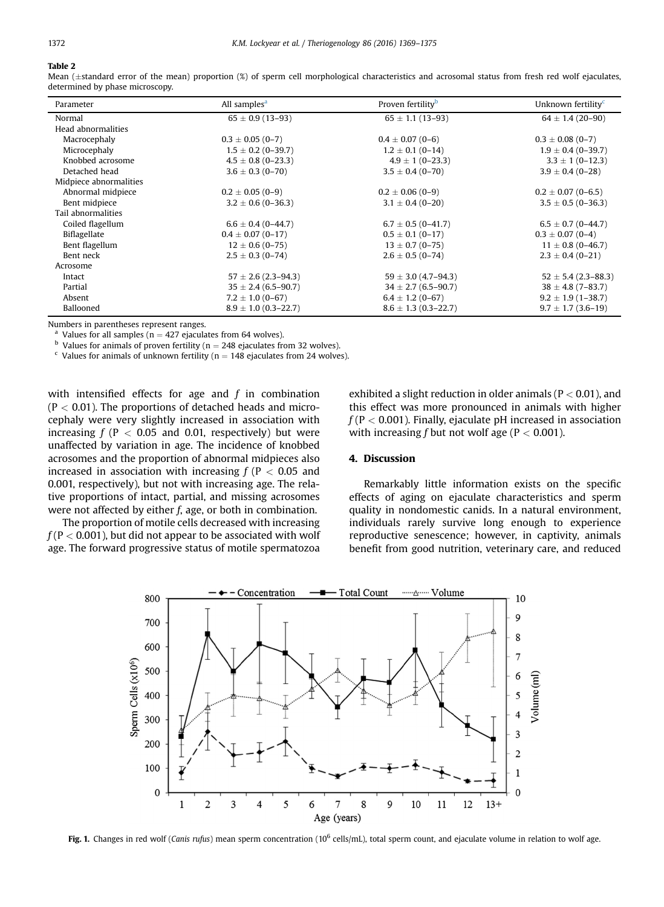**Table 2**

Mean (±standard error of the mean) proportion (%) of sperm cell morphological characteristics and acrosomal status from fresh red wolf ejaculates, determined by phase microscopy.

| Parameter | All samples[a] | Proven fertility[b] | Unknown fertility[c] |
|---|---|---|---|
| Normal | 65 ± 0.9 (13–93) | 65 ± 1.1 (13–93) | 64 ± 1.4 (20–90) |
| Head abnormalities | | | |
| Macrocephaly | 0.3 ± 0.05 (0–7) | 0.4 ± 0.07 (0–6) | 0.3 ± 0.08 (0–7) |
| Microcephaly | 1.5 ± 0.2 (0–39.7) | 1.2 ± 0.1 (0–14) | 1.9 ± 0.4 (0–39.7) |
| Knobbed acrosome | 4.5 ± 0.8 (0–23.3) | 4.9 ± 1 (0–23.3) | 3.3 ± 1 (0–12.3) |
| Detached head | 3.6 ± 0.3 (0–70) | 3.5 ± 0.4 (0–70) | 3.9 ± 0.4 (0–28) |
| Midpiece abnormalities | | | |
| Abnormal midpiece | 0.2 ± 0.05 (0–9) | 0.2 ± 0.06 (0–9) | 0.2 ± 0.07 (0–6.5) |
| Bent midpiece | 3.2 ± 0.6 (0–36.3) | 3.1 ± 0.4 (0–20) | 3.5 ± 0.5 (0–36.3) |
| Tail abnormalities | | | |
| Coiled flagellum | 6.6 ± 0.4 (0–44.7) | 6.7 ± 0.5 (0–41.7) | 6.5 ± 0.7 (0–44.7) |
| Biflagellate | 0.4 ± 0.07 (0–17) | 0.5 ± 0.1 (0–17) | 0.3 ± 0.07 (0–4) |
| Bent flagellum | 12 ± 0.6 (0–75) | 13 ± 0.7 (0–75) | 11 ± 0.8 (0–46.7) |
| Bent neck | 2.5 ± 0.3 (0–74) | 2.6 ± 0.5 (0–74) | 2.3 ± 0.4 (0–21) |
| Acrosome | | | |
| Intact | 57 ± 2.6 (2.3–94.3) | 59 ± 3.0 (4.7–94.3) | 52 ± 5.4 (2.3–88.3) |
| Partial | 35 ± 2.4 (6.5–90.7) | 34 ± 2.7 (6.5–90.7) | 38 ± 4.8 (7–83.7) |
| Absent | 7.2 ± 1.0 (0–67) | 6.4 ± 1.2 (0–67) | 9.2 ± 1.9 (1–38.7) |
| Ballooned | 8.9 ± 1.0 (0.3–22.7) | 8.6 ± 1.3 (0.3–22.7) | 9.7 ± 1.7 (3.6–19) |

Numbers in parentheses represent ranges.

[a] Values for all samples (n = 427 ejaculates from 64 wolves).

[b] Values for animals of proven fertility (n = 248 ejaculates from 32 wolves).

[c] Values for animals of unknown fertility (n = 148 ejaculates from 24 wolves).

with intensified effects for age and $f$ in combination ($P < 0.01$). The proportions of detached heads and microcephaly were very slightly increased in association with increasing $f$ ($P < 0.05$ and 0.01, respectively) but were unaffected by variation in age. The incidence of knobbed acrosomes and the proportion of abnormal midpieces also increased in association with increasing $f$ ($P < 0.05$ and 0.001, respectively), but not with increasing age. The relative proportions of intact, partial, and missing acrosomes were not affected by either $f$, age, or both in combination.

The proportion of motile cells decreased with increasing $f$ ($P < 0.001$), but did not appear to be associated with wolf age. The forward progressive status of motile spermatozoa exhibited a slight reduction in older animals ($P < 0.01$), and this effect was more pronounced in animals with higher $f$ ($P < 0.001$). Finally, ejaculate pH increased in association with increasing $f$ but not wolf age ($P < 0.001$).

## 4. Discussion

Remarkably little information exists on the specific effects of aging on ejaculate characteristics and sperm quality in nondomestic canids. In a natural environment, individuals rarely survive long enough to experience reproductive senescence; however, in captivity, animals benefit from good nutrition, veterinary care, and reduced

**Fig. 1.** Changes in red wolf (*Canis rufus*) mean sperm concentration ($10^6$ cells/mL), total sperm count, and ejaculate volume in relation to wolf age.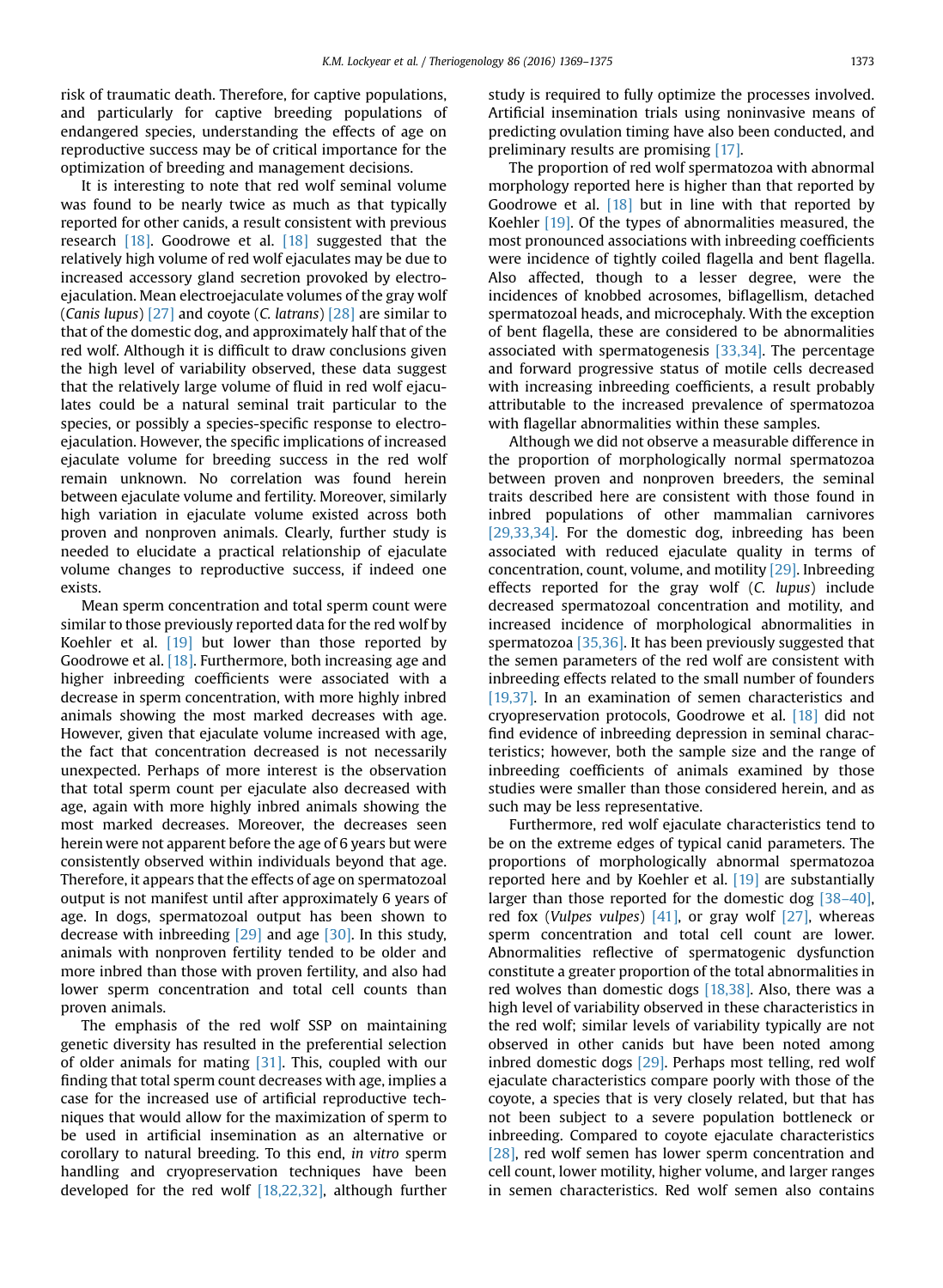risk of traumatic death. Therefore, for captive populations, and particularly for captive breeding populations of endangered species, understanding the effects of age on reproductive success may be of critical importance for the optimization of breeding and management decisions.

It is interesting to note that red wolf seminal volume was found to be nearly twice as much as that typically reported for other canids, a result consistent with previous research [18]. Goodrowe et al. [18] suggested that the relatively high volume of red wolf ejaculates may be due to increased accessory gland secretion provoked by electroejaculation. Mean electroejaculate volumes of the gray wolf (*Canis lupus*) [27] and coyote (*C. latrans*) [28] are similar to that of the domestic dog, and approximately half that of the red wolf. Although it is difficult to draw conclusions given the high level of variability observed, these data suggest that the relatively large volume of fluid in red wolf ejaculates could be a natural seminal trait particular to the species, or possibly a species-specific response to electroejaculation. However, the specific implications of increased ejaculate volume for breeding success in the red wolf remain unknown. No correlation was found herein between ejaculate volume and fertility. Moreover, similarly high variation in ejaculate volume existed across both proven and nonproven animals. Clearly, further study is needed to elucidate a practical relationship of ejaculate volume changes to reproductive success, if indeed one exists.

Mean sperm concentration and total sperm count were similar to those previously reported data for the red wolf by Koehler et al. [19] but lower than those reported by Goodrowe et al. [18]. Furthermore, both increasing age and higher inbreeding coefficients were associated with a decrease in sperm concentration, with more highly inbred animals showing the most marked decreases with age. However, given that ejaculate volume increased with age, the fact that concentration decreased is not necessarily unexpected. Perhaps of more interest is the observation that total sperm count per ejaculate also decreased with age, again with more highly inbred animals showing the most marked decreases. Moreover, the decreases seen herein were not apparent before the age of 6 years but were consistently observed within individuals beyond that age. Therefore, it appears that the effects of age on spermatozoal output is not manifest until after approximately 6 years of age. In dogs, spermatozoal output has been shown to decrease with inbreeding [29] and age [30]. In this study, animals with nonproven fertility tended to be older and more inbred than those with proven fertility, and also had lower sperm concentration and total cell counts than proven animals.

The emphasis of the red wolf SSP on maintaining genetic diversity has resulted in the preferential selection of older animals for mating [31]. This, coupled with our finding that total sperm count decreases with age, implies a case for the increased use of artificial reproductive techniques that would allow for the maximization of sperm to be used in artificial insemination as an alternative or corollary to natural breeding. To this end, *in vitro* sperm handling and cryopreservation techniques have been developed for the red wolf [18,22,32], although further study is required to fully optimize the processes involved. Artificial insemination trials using noninvasive means of predicting ovulation timing have also been conducted, and preliminary results are promising [17].

The proportion of red wolf spermatozoa with abnormal morphology reported here is higher than that reported by Goodrowe et al. [18] but in line with that reported by Koehler [19]. Of the types of abnormalities measured, the most pronounced associations with inbreeding coefficients were incidence of tightly coiled flagella and bent flagella. Also affected, though to a lesser degree, were the incidences of knobbed acrosomes, biflagellism, detached spermatozoal heads, and microcephaly. With the exception of bent flagella, these are considered to be abnormalities associated with spermatogenesis [33,34]. The percentage and forward progressive status of motile cells decreased with increasing inbreeding coefficients, a result probably attributable to the increased prevalence of spermatozoa with flagellar abnormalities within these samples.

Although we did not observe a measurable difference in the proportion of morphologically normal spermatozoa between proven and nonproven breeders, the seminal traits described here are consistent with those found in inbred populations of other mammalian carnivores [29,33,34]. For the domestic dog, inbreeding has been associated with reduced ejaculate quality in terms of concentration, count, volume, and motility [29]. Inbreeding effects reported for the gray wolf (*C. lupus*) include decreased spermatozoal concentration and motility, and increased incidence of morphological abnormalities in spermatozoa [35,36]. It has been previously suggested that the semen parameters of the red wolf are consistent with inbreeding effects related to the small number of founders [19,37]. In an examination of semen characteristics and cryopreservation protocols, Goodrowe et al. [18] did not find evidence of inbreeding depression in seminal characteristics; however, both the sample size and the range of inbreeding coefficients of animals examined by those studies were smaller than those considered herein, and as such may be less representative.

Furthermore, red wolf ejaculate characteristics tend to be on the extreme edges of typical canid parameters. The proportions of morphologically abnormal spermatozoa reported here and by Koehler et al. [19] are substantially larger than those reported for the domestic dog [38–40], red fox (*Vulpes vulpes*) [41], or gray wolf [27], whereas sperm concentration and total cell count are lower. Abnormalities reflective of spermatogenic dysfunction constitute a greater proportion of the total abnormalities in red wolves than domestic dogs [18,38]. Also, there was a high level of variability observed in these characteristics in the red wolf; similar levels of variability typically are not observed in other canids but have been noted among inbred domestic dogs [29]. Perhaps most telling, red wolf ejaculate characteristics compare poorly with those of the coyote, a species that is very closely related, but that has not been subject to a severe population bottleneck or inbreeding. Compared to coyote ejaculate characteristics [28], red wolf semen has lower sperm concentration and cell count, lower motility, higher volume, and larger ranges in semen characteristics. Red wolf semen also contains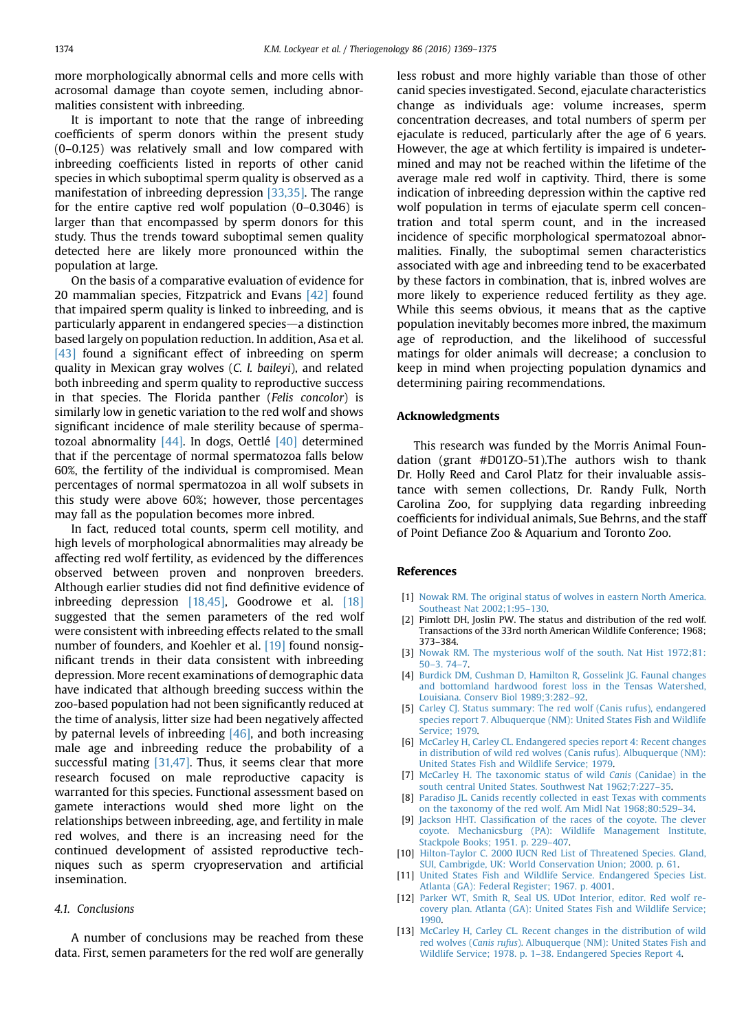more morphologically abnormal cells and more cells with acrosomal damage than coyote semen, including abnormalities consistent with inbreeding.

It is important to note that the range of inbreeding coefficients of sperm donors within the present study (0–0.125) was relatively small and low compared with inbreeding coefficients listed in reports of other canid species in which suboptimal sperm quality is observed as a manifestation of inbreeding depression [33,35]. The range for the entire captive red wolf population (0–0.3046) is larger than that encompassed by sperm donors for this study. Thus the trends toward suboptimal semen quality detected here are likely more pronounced within the population at large.

On the basis of a comparative evaluation of evidence for 20 mammalian species, Fitzpatrick and Evans [42] found that impaired sperm quality is linked to inbreeding, and is particularly apparent in endangered species—a distinction based largely on population reduction. In addition, Asa et al. [43] found a significant effect of inbreeding on sperm quality in Mexican gray wolves (*C. l. baileyi*), and related both inbreeding and sperm quality to reproductive success in that species. The Florida panther (*Felis concolor*) is similarly low in genetic variation to the red wolf and shows significant incidence of male sterility because of spermatozoal abnormality [44]. In dogs, Oettlé [40] determined that if the percentage of normal spermatozoa falls below 60%, the fertility of the individual is compromised. Mean percentages of normal spermatozoa in all wolf subsets in this study were above 60%; however, those percentages may fall as the population becomes more inbred.

In fact, reduced total counts, sperm cell motility, and high levels of morphological abnormalities may already be affecting red wolf fertility, as evidenced by the differences observed between proven and nonproven breeders. Although earlier studies did not find definitive evidence of inbreeding depression [18,45], Goodrowe et al. [18] suggested that the semen parameters of the red wolf were consistent with inbreeding effects related to the small number of founders, and Koehler et al. [19] found nonsignificant trends in their data consistent with inbreeding depression. More recent examinations of demographic data have indicated that although breeding success within the zoo-based population had not been significantly reduced at the time of analysis, litter size had been negatively affected by paternal levels of inbreeding [46], and both increasing male age and inbreeding reduce the probability of a successful mating [31,47]. Thus, it seems clear that more research focused on male reproductive capacity is warranted for this species. Functional assessment based on gamete interactions would shed more light on the relationships between inbreeding, age, and fertility in male red wolves, and there is an increasing need for the continued development of assisted reproductive techniques such as sperm cryopreservation and artificial insemination.

### 4.1. Conclusions

A number of conclusions may be reached from these data. First, semen parameters for the red wolf are generally less robust and more highly variable than those of other canid species investigated. Second, ejaculate characteristics change as individuals age: volume increases, sperm concentration decreases, and total numbers of sperm per ejaculate is reduced, particularly after the age of 6 years. However, the age at which fertility is impaired is undetermined and may not be reached within the lifetime of the average male red wolf in captivity. Third, there is some indication of inbreeding depression within the captive red wolf population in terms of ejaculate sperm cell concentration and total sperm count, and in the increased incidence of specific morphological spermatozoal abnormalities. Finally, the suboptimal semen characteristics associated with age and inbreeding tend to be exacerbated by these factors in combination, that is, inbred wolves are more likely to experience reduced fertility as they age. While this seems obvious, it means that as the captive population inevitably becomes more inbred, the maximum age of reproduction, and the likelihood of successful matings for older animals will decrease; a conclusion to keep in mind when projecting population dynamics and determining pairing recommendations.

## Acknowledgments

This research was funded by the Morris Animal Foundation (grant #D01ZO-51).The authors wish to thank Dr. Holly Reed and Carol Platz for their invaluable assistance with semen collections, Dr. Randy Fulk, North Carolina Zoo, for supplying data regarding inbreeding coefficients for individual animals, Sue Behrns, and the staff of Point Defiance Zoo & Aquarium and Toronto Zoo.

## References

[1] Nowak RM. The original status of wolves in eastern North America. Southeast Nat 2002;1:95–130.

[2] Pimlott DH, Joslin PW. The status and distribution of the red wolf. Transactions of the 33rd north American Wildlife Conference; 1968; 373–384.

[3] Nowak RM. The mysterious wolf of the south. Nat Hist 1972;81: 50–3. 74–7.

[4] Burdick DM, Cushman D, Hamilton R, Gosselink JG. Faunal changes and bottomland hardwood forest loss in the Tensas Watershed, Louisiana. Conserv Biol 1989;3:282–92.

[5] Carley CJ. Status summary: The red wolf (Canis rufus), endangered species report 7. Albuquerque (NM): United States Fish and Wildlife Service; 1979.

[6] McCarley H, Carley CL. Endangered species report 4: Recent changes in distribution of wild red wolves (Canis rufus). Albuquerque (NM): United States Fish and Wildlife Service; 1979.

[7] McCarley H. The taxonomic status of wild *Canis* (Canidae) in the south central United States. Southwest Nat 1962;7:227–35.

[8] Paradiso JL. Canids recently collected in east Texas with comments on the taxonomy of the red wolf. Am Midl Nat 1968;80:529–34.

[9] Jackson HHT. Classification of the races of the coyote. The clever coyote. Mechanicsburg (PA): Wildlife Management Institute, Stackpole Books; 1951. p. 229–407.

[10] Hilton-Taylor C. 2000 IUCN Red List of Threatened Species. Gland, SUI, Cambrigde, UK: World Conservation Union; 2000. p. 61.

[11] United States Fish and Wildlife Service. Endangered Species List. Atlanta (GA): Federal Register; 1967. p. 4001.

[12] Parker WT, Smith R, Seal US. UDot Interior, editor. Red wolf recovery plan. Atlanta (GA): United States Fish and Wildlife Service; 1990.

[13] McCarley H, Carley CL. Recent changes in the distribution of wild red wolves (*Canis rufus*). Albuquerque (NM): United States Fish and Wildlife Service; 1978. p. 1–38. Endangered Species Report 4.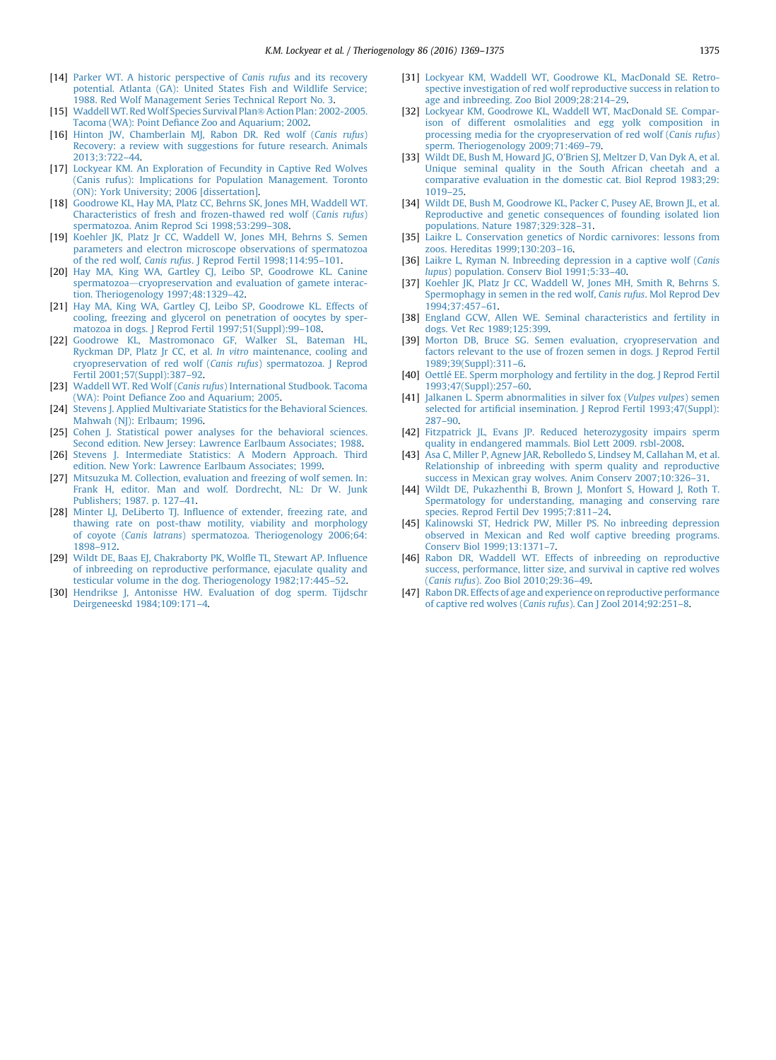[14] Parker WT. A historic perspective of *Canis rufus* and its recovery potential. Atlanta (GA): United States Fish and Wildlife Service; 1988. Red Wolf Management Series Technical Report No. 3.

[15] Waddell WT. Red Wolf Species Survival Plan® Action Plan: 2002-2005. Tacoma (WA): Point Defiance Zoo and Aquarium; 2002.

[16] Hinton JW, Chamberlain MJ, Rabon DR. Red wolf (*Canis rufus*) Recovery: a review with suggestions for future research. Animals 2013;3:722–44.

[17] Lockyear KM. An Exploration of Fecundity in Captive Red Wolves (Canis rufus): Implications for Population Management. Toronto (ON): York University; 2006 [dissertation].

[18] Goodrowe KL, Hay MA, Platz CC, Behrns SK, Jones MH, Waddell WT. Characteristics of fresh and frozen-thawed red wolf (*Canis rufus*) spermatozoa. Anim Reprod Sci 1998;53:299–308.

[19] Koehler JK, Platz Jr CC, Waddell W, Jones MH, Behrns S. Semen parameters and electron microscope observations of spermatozoa of the red wolf, *Canis rufus*. J Reprod Fertil 1998;114:95–101.

[20] Hay MA, King WA, Gartley CJ, Leibo SP, Goodrowe KL. Canine spermatozoa—cryopreservation and evaluation of gamete interaction. Theriogenology 1997;48:1329–42.

[21] Hay MA, King WA, Gartley CJ, Leibo SP, Goodrowe KL. Effects of cooling, freezing and glycerol on penetration of oocytes by spermatozoa in dogs. J Reprod Fertil 1997;51(Suppl):99–108.

[22] Goodrowe KL, Mastromonaco GF, Walker SL, Bateman HL, Ryckman DP, Platz Jr CC, et al. *In vitro* maintenance, cooling and cryopreservation of red wolf (*Canis rufus*) spermatozoa. J Reprod Fertil 2001;57(Suppl):387–92.

[23] Waddell WT. Red Wolf (*Canis rufus*) International Studbook. Tacoma (WA): Point Defiance Zoo and Aquarium; 2005.

[24] Stevens J. Applied Multivariate Statistics for the Behavioral Sciences. Mahwah (NJ): Erlbaum; 1996.

[25] Cohen J. Statistical power analyses for the behavioral sciences. Second edition. New Jersey: Lawrence Earlbaum Associates; 1988.

[26] Stevens J. Intermediate Statistics: A Modern Approach. Third edition. New York: Lawrence Earlbaum Associates; 1999.

[27] Mitsuzuka M. Collection, evaluation and freezing of wolf semen. In: Frank H, editor. Man and wolf. Dordrecht, NL: Dr W. Junk Publishers; 1987. p. 127–41.

[28] Minter LJ, DeLiberto TJ. Influence of extender, freezing rate, and thawing rate on post-thaw motility, viability and morphology of coyote (*Canis latrans*) spermatozoa. Theriogenology 2006;64: 1898–912.

[29] Wildt DE, Baas EJ, Chakraborty PK, Wolfle TL, Stewart AP. Influence of inbreeding on reproductive performance, ejaculate quality and testicular volume in the dog. Theriogenology 1982;17:445–52.

[30] Hendrikse J, Antonisse HW. Evaluation of dog sperm. Tijdschr Deirgeneeskd 1984;109:171–4.

[31] Lockyear KM, Waddell WT, Goodrowe KL, MacDonald SE. Retrospective investigation of red wolf reproductive success in relation to age and inbreeding. Zoo Biol 2009;28:214–29.

[32] Lockyear KM, Goodrowe KL, Waddell WT, MacDonald SE. Comparison of different osmolalities and egg yolk composition in processing media for the cryopreservation of red wolf (*Canis rufus*) sperm. Theriogenology 2009;71:469–79.

[33] Wildt DE, Bush M, Howard JG, O'Brien SJ, Meltzer D, Van Dyk A, et al. Unique seminal quality in the South African cheetah and a comparative evaluation in the domestic cat. Biol Reprod 1983;29: 1019–25.

[34] Wildt DE, Bush M, Goodrowe KL, Packer C, Pusey AE, Brown JL, et al. Reproductive and genetic consequences of founding isolated lion populations. Nature 1987;329:328–31.

[35] Laikre L. Conservation genetics of Nordic carnivores: lessons from zoos. Hereditas 1999;130:203–16.

[36] Laikre L, Ryman N. Inbreeding depression in a captive wolf (*Canis lupus*) population. Conserv Biol 1991;5:33–40.

[37] Koehler JK, Platz Jr CC, Waddell W, Jones MH, Smith R, Behrns S. Spermophagy in semen in the red wolf, *Canis rufus*. Mol Reprod Dev 1994;37:457–61.

[38] England GCW, Allen WE. Seminal characteristics and fertility in dogs. Vet Rec 1989;125:399.

[39] Morton DB, Bruce SG. Semen evaluation, cryopreservation and factors relevant to the use of frozen semen in dogs. J Reprod Fertil 1989;39(Suppl):311–6.

[40] Oettlé EE. Sperm morphology and fertility in the dog. J Reprod Fertil 1993;47(Suppl):257–60.

[41] Jalkanen L. Sperm abnormalities in silver fox (*Vulpes vulpes*) semen selected for artificial insemination. J Reprod Fertil 1993;47(Suppl): 287–90.

[42] Fitzpatrick JL, Evans JP. Reduced heterozygosity impairs sperm quality in endangered mammals. Biol Lett 2009. rsbl-2008.

[43] Asa C, Miller P, Agnew JAR, Rebolledo S, Lindsey M, Callahan M, et al. Relationship of inbreeding with sperm quality and reproductive success in Mexican gray wolves. Anim Conserv 2007;10:326–31.

[44] Wildt DE, Pukazhenthi B, Brown J, Monfort S, Howard J, Roth T. Spermatology for understanding, managing and conserving rare species. Reprod Fertil Dev 1995;7:811–24.

[45] Kalinowski ST, Hedrick PW, Miller PS. No inbreeding depression observed in Mexican and Red wolf captive breeding programs. Conserv Biol 1999;13:1371–7.

[46] Rabon DR, Waddell WT. Effects of inbreeding on reproductive success, performance, litter size, and survival in captive red wolves (*Canis rufus*). Zoo Biol 2010;29:36–49.

[47] Rabon DR. Effects of age and experience on reproductive performance of captive red wolves (*Canis rufus*). Can J Zool 2014;92:251–8.